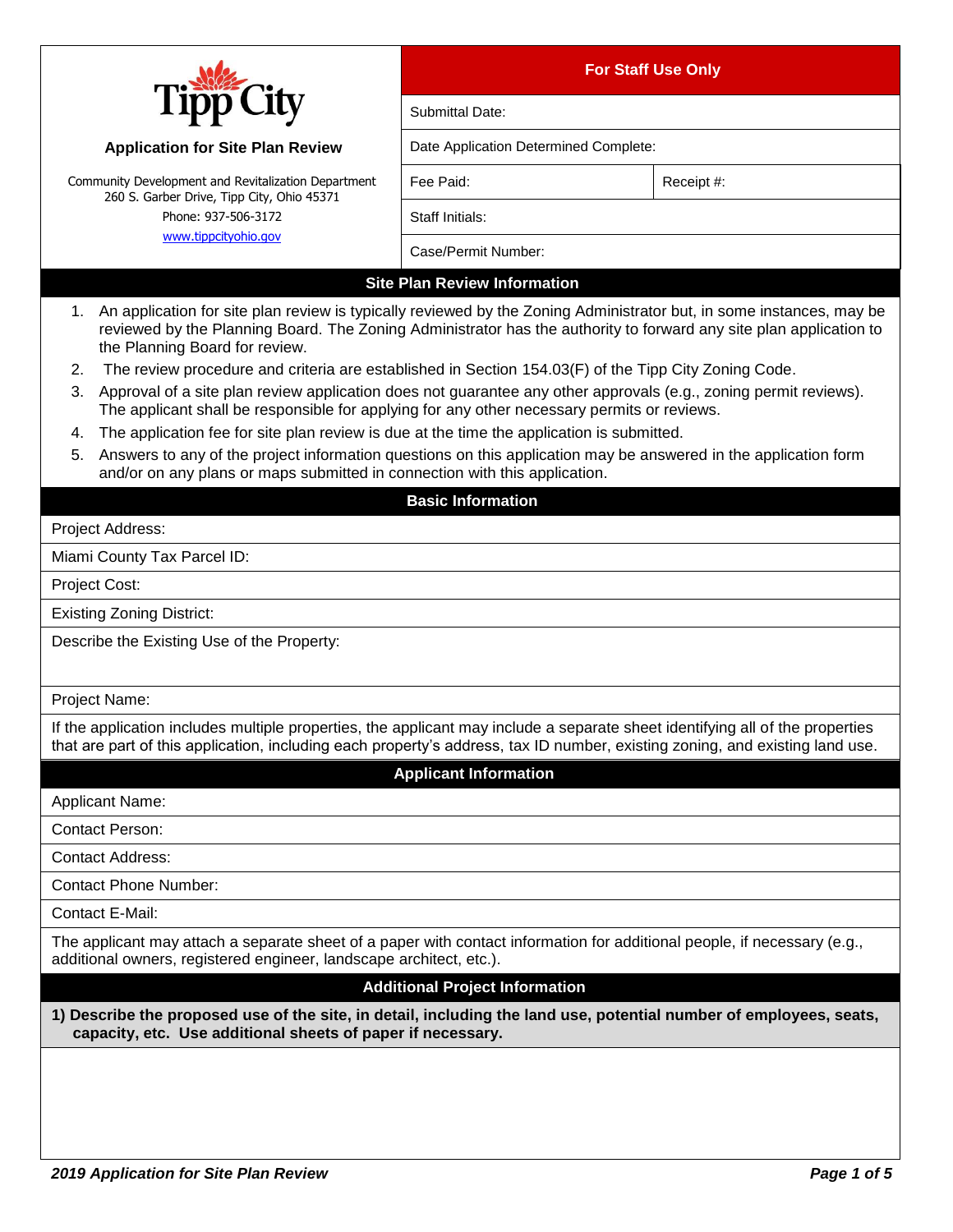# Tipp City

## Application for Site Plan Review

Community Development and Revitalization Department
260 S. Garber Drive, Tipp City, Ohio 45371
Phone: 937-506-3172
www.tippcityohio.gov

| For Staff Use Only | |
|---|---|
| Submittal Date: | |
| Date Application Determined Complete: | |
| Fee Paid: | Receipt #: |
| Staff Initials: | |
| Case/Permit Number: | |

## Site Plan Review Information

1. An application for site plan review is typically reviewed by the Zoning Administrator but, in some instances, may be reviewed by the Planning Board. The Zoning Administrator has the authority to forward any site plan application to the Planning Board for review.
2. The review procedure and criteria are established in Section 154.03(F) of the Tipp City Zoning Code.
3. Approval of a site plan review application does not guarantee any other approvals (e.g., zoning permit reviews). The applicant shall be responsible for applying for any other necessary permits or reviews.
4. The application fee for site plan review is due at the time the application is submitted.
5. Answers to any of the project information questions on this application may be answered in the application form and/or on any plans or maps submitted in connection with this application.

## Basic Information

Project Address:

Miami County Tax Parcel ID:

Project Cost:

Existing Zoning District:

Describe the Existing Use of the Property:

Project Name:

If the application includes multiple properties, the applicant may include a separate sheet identifying all of the properties that are part of this application, including each property's address, tax ID number, existing zoning, and existing land use.

## Applicant Information

Applicant Name:

Contact Person:

Contact Address:

Contact Phone Number:

Contact E-Mail:

The applicant may attach a separate sheet of a paper with contact information for additional people, if necessary (e.g., additional owners, registered engineer, landscape architect, etc.).

## Additional Project Information

**1) Describe the proposed use of the site, in detail, including the land use, potential number of employees, seats, capacity, etc. Use additional sheets of paper if necessary.**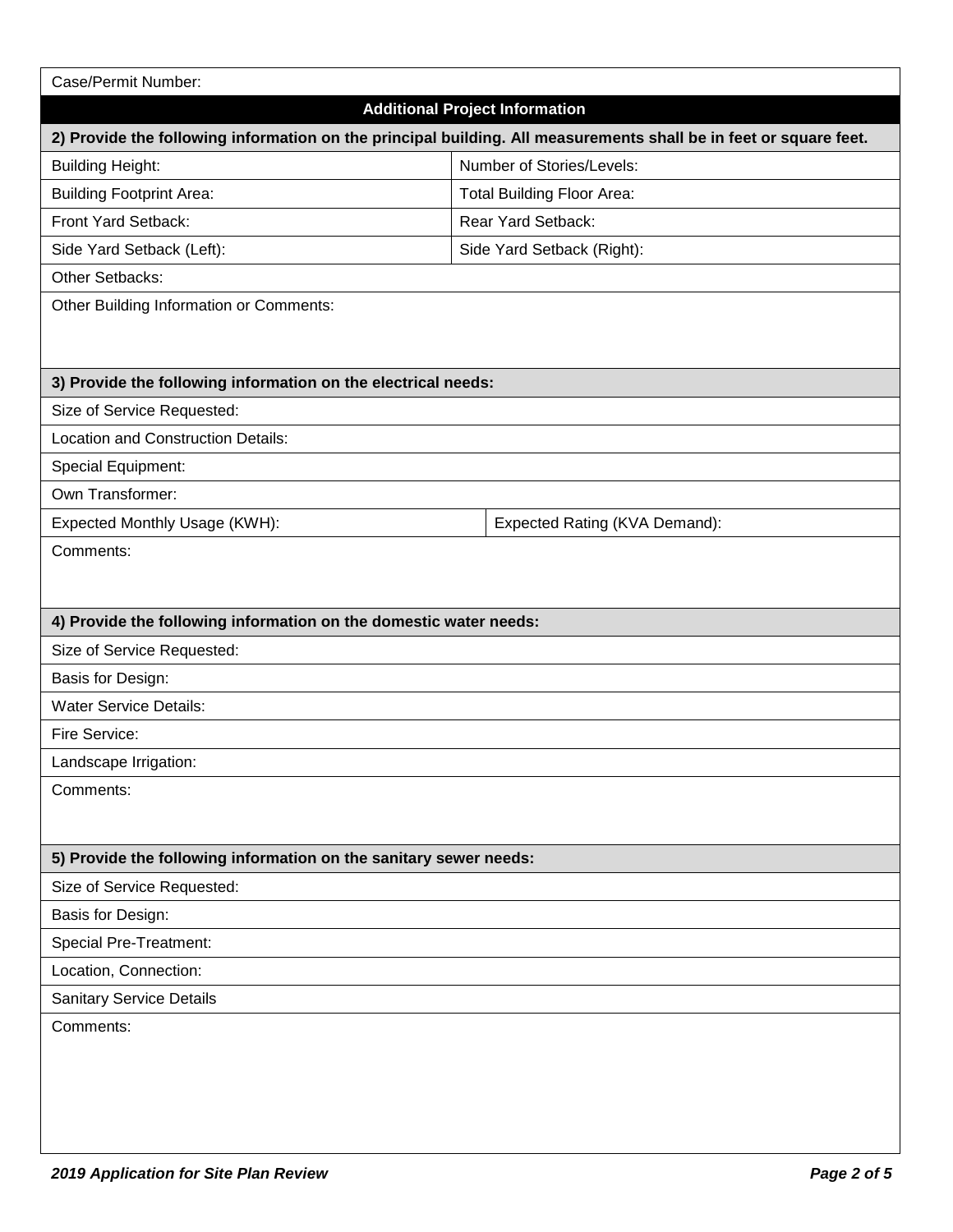Case/Permit Number:

## Additional Project Information

**2) Provide the following information on the principal building. All measurements shall be in feet or square feet.**

| Building Height: | Number of Stories/Levels: |
|---|---|
| Building Footprint Area: | Total Building Floor Area: |
| Front Yard Setback: | Rear Yard Setback: |
| Side Yard Setback (Left): | Side Yard Setback (Right): |

Other Setbacks:

Other Building Information or Comments:

**3) Provide the following information on the electrical needs:**

Size of Service Requested:

Location and Construction Details:

Special Equipment:

Own Transformer:

| Expected Monthly Usage (KWH): | Expected Rating (KVA Demand): |
|---|---|

Comments:

**4) Provide the following information on the domestic water needs:**

Size of Service Requested:

Basis for Design:

Water Service Details:

Fire Service:

Landscape Irrigation:

Comments:

**5) Provide the following information on the sanitary sewer needs:**

Size of Service Requested:

Basis for Design:

Special Pre-Treatment:

Location, Connection:

Sanitary Service Details

Comments: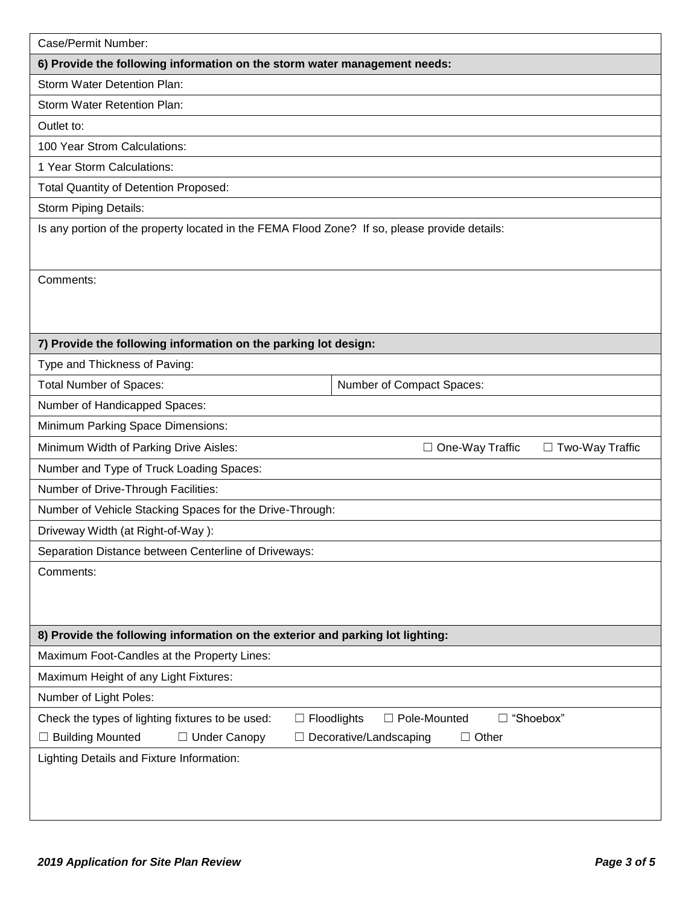Case/Permit Number:

**6) Provide the following information on the storm water management needs:**

Storm Water Detention Plan:

Storm Water Retention Plan:

Outlet to:

100 Year Strom Calculations:

1 Year Storm Calculations:

Total Quantity of Detention Proposed:

Storm Piping Details:

Is any portion of the property located in the FEMA Flood Zone? If so, please provide details:

Comments:

**7) Provide the following information on the parking lot design:**

Type and Thickness of Paving:

| Total Number of Spaces: | Number of Compact Spaces: |
|---|---|

Number of Handicapped Spaces:

Minimum Parking Space Dimensions:

Minimum Width of Parking Drive Aisles: ☐ One-Way Traffic ☐ Two-Way Traffic

Number and Type of Truck Loading Spaces:

Number of Drive-Through Facilities:

Number of Vehicle Stacking Spaces for the Drive-Through:

Driveway Width (at Right-of-Way ):

Separation Distance between Centerline of Driveways:

Comments:

**8) Provide the following information on the exterior and parking lot lighting:**

Maximum Foot-Candles at the Property Lines:

Maximum Height of any Light Fixtures:

Number of Light Poles:

Check the types of lighting fixtures to be used: ☐ Floodlights ☐ Pole-Mounted ☐ "Shoebox"
☐ Building Mounted ☐ Under Canopy ☐ Decorative/Landscaping ☐ Other

Lighting Details and Fixture Information: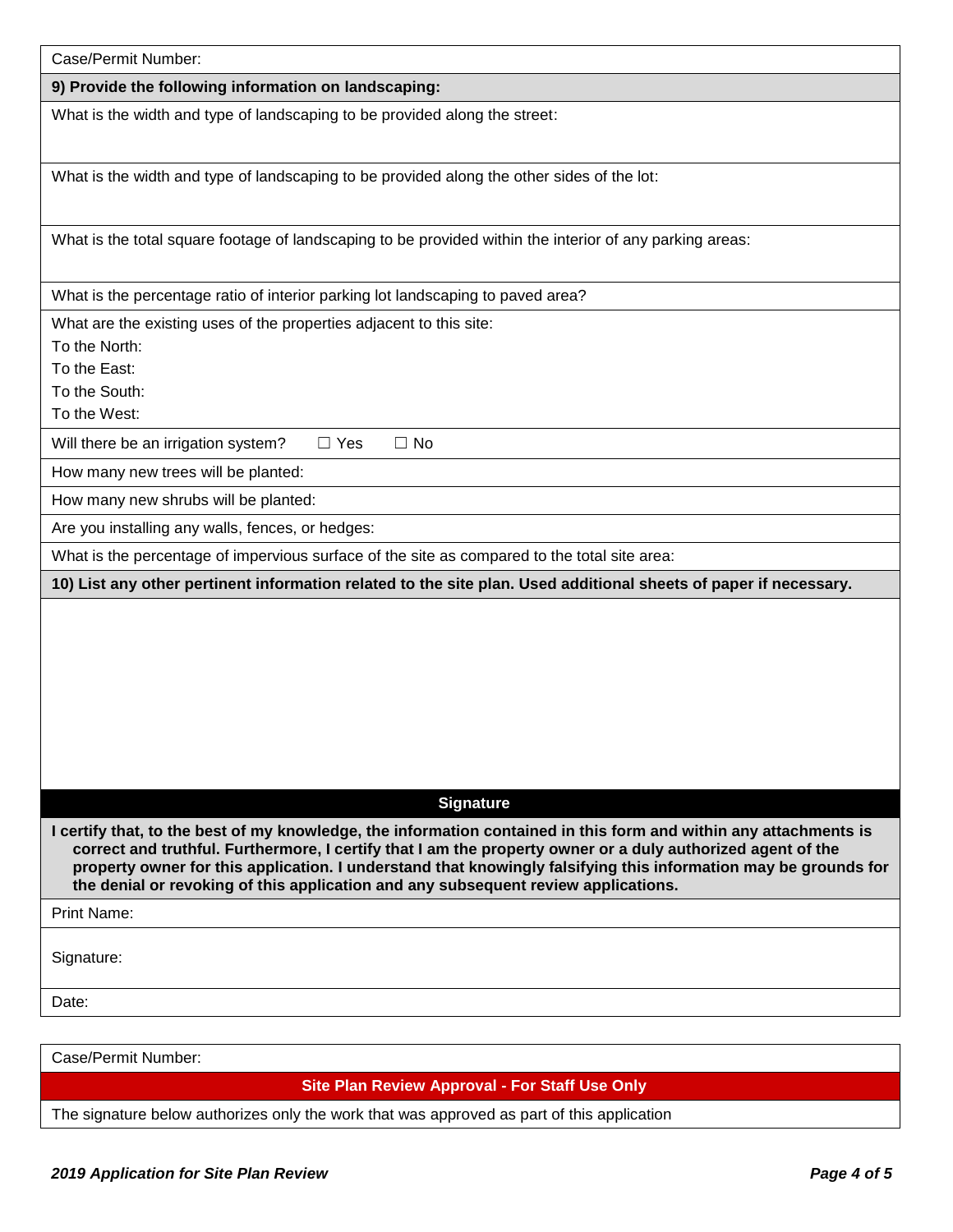Case/Permit Number:

**9) Provide the following information on landscaping:**

What is the width and type of landscaping to be provided along the street:

What is the width and type of landscaping to be provided along the other sides of the lot:

What is the total square footage of landscaping to be provided within the interior of any parking areas:

What is the percentage ratio of interior parking lot landscaping to paved area?

What are the existing uses of the properties adjacent to this site:
To the North:
To the East:
To the South:
To the West:

Will there be an irrigation system? ☐ Yes ☐ No

How many new trees will be planted:

How many new shrubs will be planted:

Are you installing any walls, fences, or hedges:

What is the percentage of impervious surface of the site as compared to the total site area:

**10) List any other pertinent information related to the site plan. Used additional sheets of paper if necessary.**

## Signature

**I certify that, to the best of my knowledge, the information contained in this form and within any attachments is correct and truthful. Furthermore, I certify that I am the property owner or a duly authorized agent of the property owner for this application. I understand that knowingly falsifying this information may be grounds for the denial or revoking of this application and any subsequent review applications.**

Print Name:

Signature:

Date:

Case/Permit Number:

**Site Plan Review Approval - For Staff Use Only**

The signature below authorizes only the work that was approved as part of this application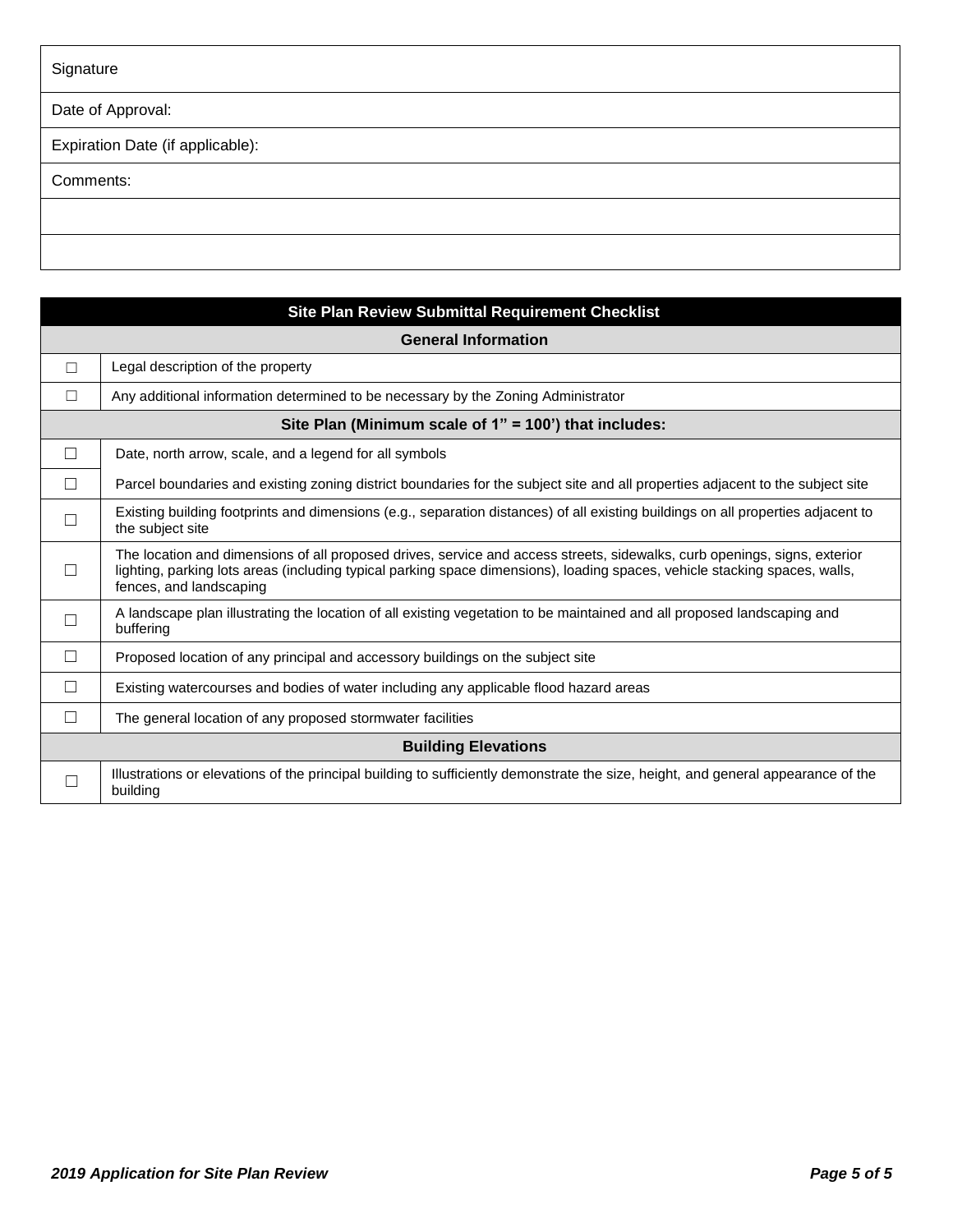| |
|---|
| Signature |
| Date of Approval: |
| Expiration Date (if applicable): |
| Comments: |
| |
| |

| Site Plan Review Submittal Requirement Checklist | |
|---|---|
| **General Information** | |
| ☐ | Legal description of the property |
| ☐ | Any additional information determined to be necessary by the Zoning Administrator |
| **Site Plan (Minimum scale of 1" = 100') that includes:** | |
| ☐ | Date, north arrow, scale, and a legend for all symbols |
| ☐ | Parcel boundaries and existing zoning district boundaries for the subject site and all properties adjacent to the subject site |
| ☐ | Existing building footprints and dimensions (e.g., separation distances) of all existing buildings on all properties adjacent to the subject site |
| ☐ | The location and dimensions of all proposed drives, service and access streets, sidewalks, curb openings, signs, exterior lighting, parking lots areas (including typical parking space dimensions), loading spaces, vehicle stacking spaces, walls, fences, and landscaping |
| ☐ | A landscape plan illustrating the location of all existing vegetation to be maintained and all proposed landscaping and buffering |
| ☐ | Proposed location of any principal and accessory buildings on the subject site |
| ☐ | Existing watercourses and bodies of water including any applicable flood hazard areas |
| ☐ | The general location of any proposed stormwater facilities |
| **Building Elevations** | |
| ☐ | Illustrations or elevations of the principal building to sufficiently demonstrate the size, height, and general appearance of the building |